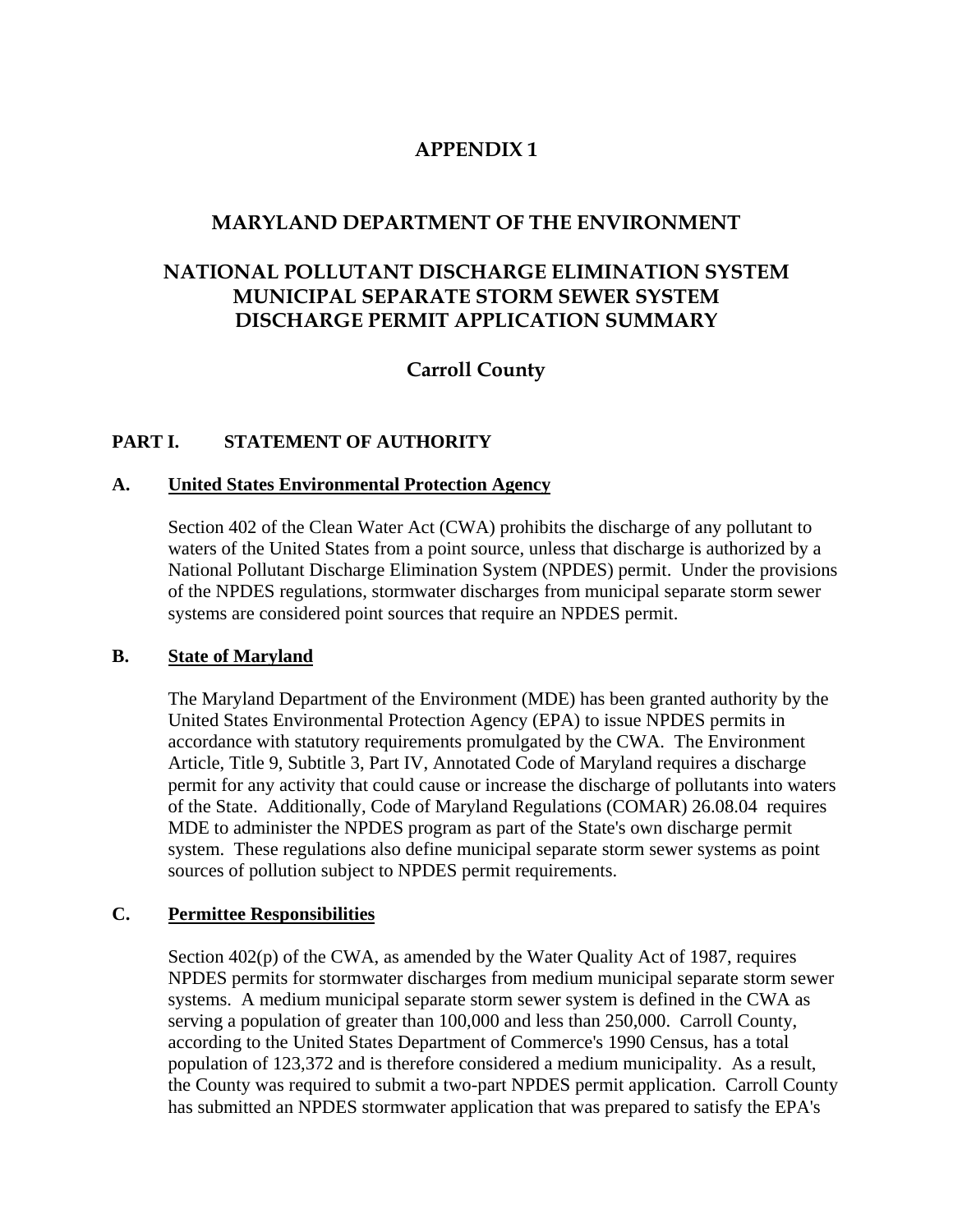# APPENDIX 1

## MARYLAND DEPARTMENT OF THE ENVIRONMENT

## NATIONAL POLLUTANT DISCHARGE ELIMINATION SYSTEM MUNICIPAL SEPARATE STORM SEWER SYSTEM DISCHARGE PERMIT APPLICATION SUMMARY

## Carroll County

### PART I. STATEMENT OF AUTHORITY

#### A. United States Environmental Protection Agency

Section 402 of the Clean Water Act (CWA) prohibits the discharge of any pollutant to waters of the United States from a point source, unless that discharge is authorized by a National Pollutant Discharge Elimination System (NPDES) permit. Under the provisions of the NPDES regulations, stormwater discharges from municipal separate storm sewer systems are considered point sources that require an NPDES permit.

#### B. State of Maryland

The Maryland Department of the Environment (MDE) has been granted authority by the United States Environmental Protection Agency (EPA) to issue NPDES permits in accordance with statutory requirements promulgated by the CWA. The Environment Article, Title 9, Subtitle 3, Part IV, Annotated Code of Maryland requires a discharge permit for any activity that could cause or increase the discharge of pollutants into waters of the State. Additionally, Code of Maryland Regulations (COMAR) 26.08.04 requires MDE to administer the NPDES program as part of the State's own discharge permit system. These regulations also define municipal separate storm sewer systems as point sources of pollution subject to NPDES permit requirements.

#### C. Permittee Responsibilities

Section 402(p) of the CWA, as amended by the Water Quality Act of 1987, requires NPDES permits for stormwater discharges from medium municipal separate storm sewer systems. A medium municipal separate storm sewer system is defined in the CWA as serving a population of greater than 100,000 and less than 250,000. Carroll County, according to the United States Department of Commerce's 1990 Census, has a total population of 123,372 and is therefore considered a medium municipality. As a result, the County was required to submit a two-part NPDES permit application. Carroll County has submitted an NPDES stormwater application that was prepared to satisfy the EPA's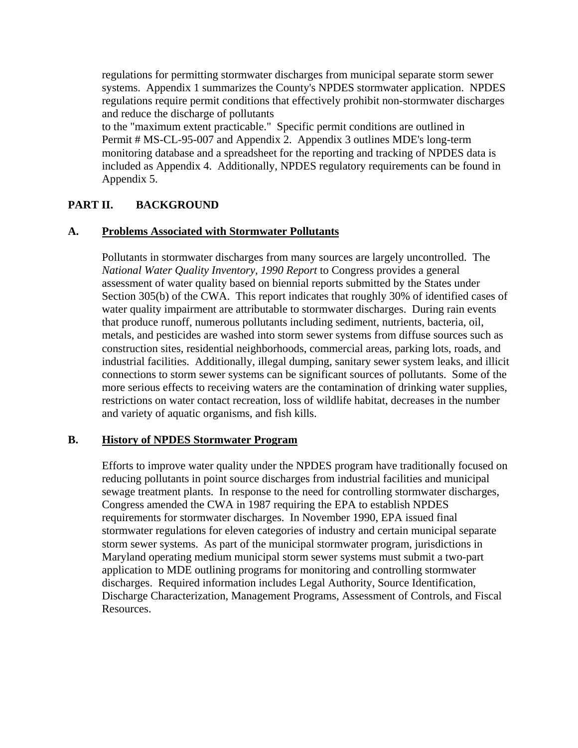regulations for permitting stormwater discharges from municipal separate storm sewer systems. Appendix 1 summarizes the County's NPDES stormwater application. NPDES regulations require permit conditions that effectively prohibit non-stormwater discharges and reduce the discharge of pollutants to the "maximum extent practicable." Specific permit conditions are outlined in Permit # MS-CL-95-007 and Appendix 2. Appendix 3 outlines MDE's long-term monitoring database and a spreadsheet for the reporting and tracking of NPDES data is included as Appendix 4. Additionally, NPDES regulatory requirements can be found in Appendix 5.

## PART II. BACKGROUND

### A. Problems Associated with Stormwater Pollutants

Pollutants in stormwater discharges from many sources are largely uncontrolled. The *National Water Quality Inventory, 1990 Report* to Congress provides a general assessment of water quality based on biennial reports submitted by the States under Section 305(b) of the CWA. This report indicates that roughly 30% of identified cases of water quality impairment are attributable to stormwater discharges. During rain events that produce runoff, numerous pollutants including sediment, nutrients, bacteria, oil, metals, and pesticides are washed into storm sewer systems from diffuse sources such as construction sites, residential neighborhoods, commercial areas, parking lots, roads, and industrial facilities. Additionally, illegal dumping, sanitary sewer system leaks, and illicit connections to storm sewer systems can be significant sources of pollutants. Some of the more serious effects to receiving waters are the contamination of drinking water supplies, restrictions on water contact recreation, loss of wildlife habitat, decreases in the number and variety of aquatic organisms, and fish kills.

### B. History of NPDES Stormwater Program

Efforts to improve water quality under the NPDES program have traditionally focused on reducing pollutants in point source discharges from industrial facilities and municipal sewage treatment plants. In response to the need for controlling stormwater discharges, Congress amended the CWA in 1987 requiring the EPA to establish NPDES requirements for stormwater discharges. In November 1990, EPA issued final stormwater regulations for eleven categories of industry and certain municipal separate storm sewer systems. As part of the municipal stormwater program, jurisdictions in Maryland operating medium municipal storm sewer systems must submit a two-part application to MDE outlining programs for monitoring and controlling stormwater discharges. Required information includes Legal Authority, Source Identification, Discharge Characterization, Management Programs, Assessment of Controls, and Fiscal Resources.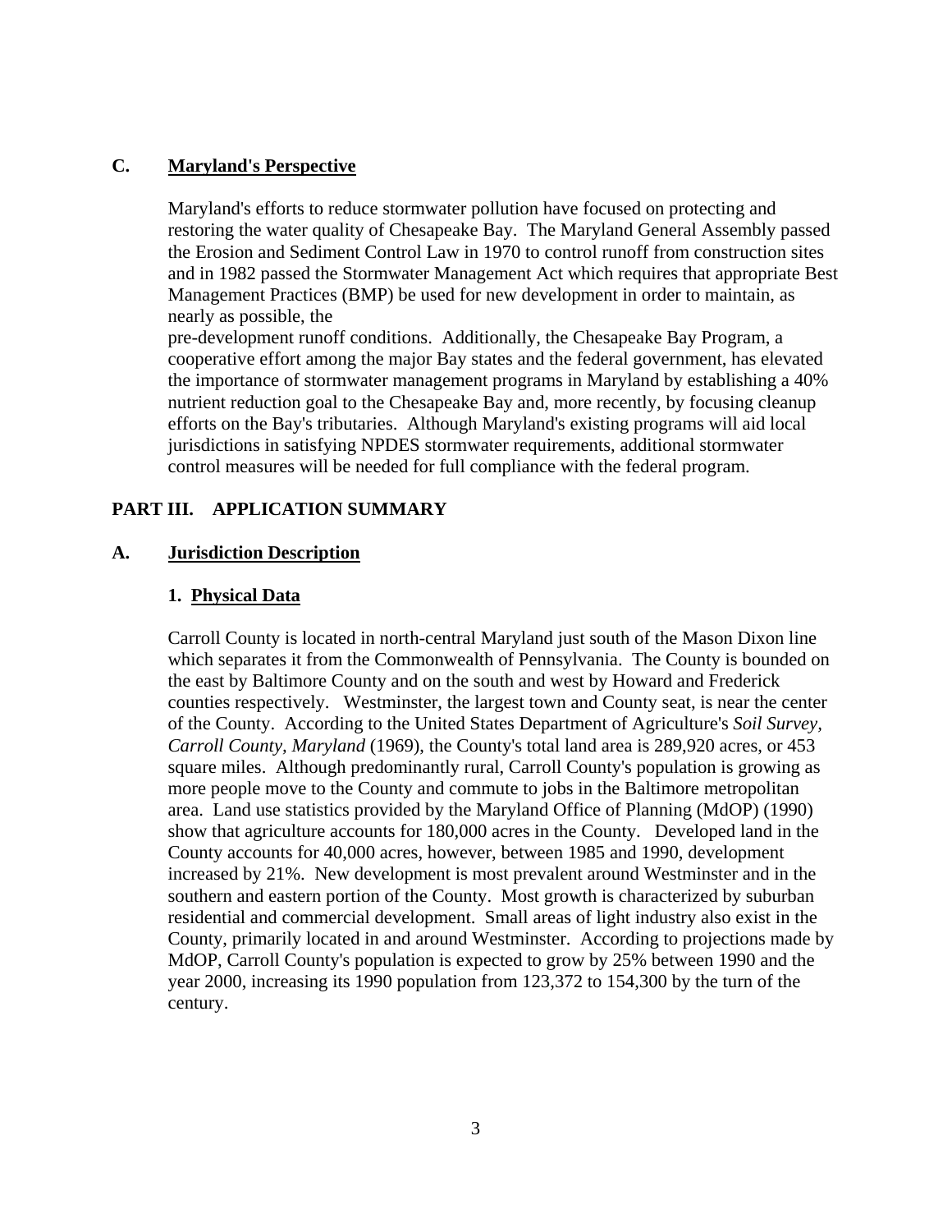### C. Maryland's Perspective

Maryland's efforts to reduce stormwater pollution have focused on protecting and restoring the water quality of Chesapeake Bay. The Maryland General Assembly passed the Erosion and Sediment Control Law in 1970 to control runoff from construction sites and in 1982 passed the Stormwater Management Act which requires that appropriate Best Management Practices (BMP) be used for new development in order to maintain, as nearly as possible, the pre-development runoff conditions. Additionally, the Chesapeake Bay Program, a cooperative effort among the major Bay states and the federal government, has elevated the importance of stormwater management programs in Maryland by establishing a 40% nutrient reduction goal to the Chesapeake Bay and, more recently, by focusing cleanup efforts on the Bay's tributaries. Although Maryland's existing programs will aid local jurisdictions in satisfying NPDES stormwater requirements, additional stormwater control measures will be needed for full compliance with the federal program.

## PART III. APPLICATION SUMMARY

### A. Jurisdiction Description

#### 1. Physical Data

Carroll County is located in north-central Maryland just south of the Mason Dixon line which separates it from the Commonwealth of Pennsylvania. The County is bounded on the east by Baltimore County and on the south and west by Howard and Frederick counties respectively. Westminster, the largest town and County seat, is near the center of the County. According to the United States Department of Agriculture's *Soil Survey, Carroll County, Maryland* (1969), the County's total land area is 289,920 acres, or 453 square miles. Although predominantly rural, Carroll County's population is growing as more people move to the County and commute to jobs in the Baltimore metropolitan area. Land use statistics provided by the Maryland Office of Planning (MdOP) (1990) show that agriculture accounts for 180,000 acres in the County. Developed land in the County accounts for 40,000 acres, however, between 1985 and 1990, development increased by 21%. New development is most prevalent around Westminster and in the southern and eastern portion of the County. Most growth is characterized by suburban residential and commercial development. Small areas of light industry also exist in the County, primarily located in and around Westminster. According to projections made by MdOP, Carroll County's population is expected to grow by 25% between 1990 and the year 2000, increasing its 1990 population from 123,372 to 154,300 by the turn of the century.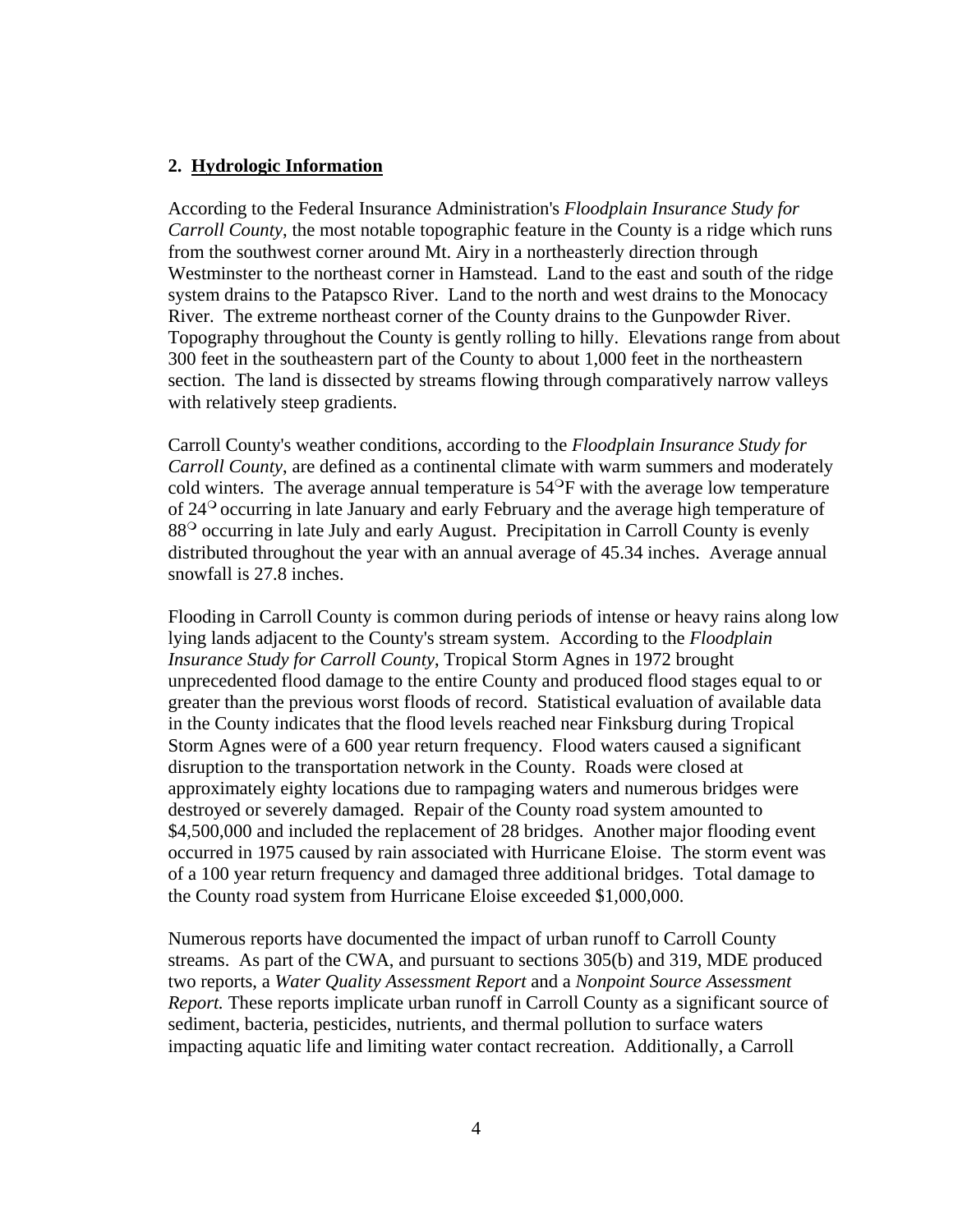## 2. Hydrologic Information

According to the Federal Insurance Administration's *Floodplain Insurance Study for Carroll County*, the most notable topographic feature in the County is a ridge which runs from the southwest corner around Mt. Airy in a northeasterly direction through Westminster to the northeast corner in Hamstead. Land to the east and south of the ridge system drains to the Patapsco River. Land to the north and west drains to the Monocacy River. The extreme northeast corner of the County drains to the Gunpowder River. Topography throughout the County is gently rolling to hilly. Elevations range from about 300 feet in the southeastern part of the County to about 1,000 feet in the northeastern section. The land is dissected by streams flowing through comparatively narrow valleys with relatively steep gradients.

Carroll County's weather conditions, according to the *Floodplain Insurance Study for Carroll County*, are defined as a continental climate with warm summers and moderately cold winters. The average annual temperature is 54°F with the average low temperature of 24° occurring in late January and early February and the average high temperature of 88° occurring in late July and early August. Precipitation in Carroll County is evenly distributed throughout the year with an annual average of 45.34 inches. Average annual snowfall is 27.8 inches.

Flooding in Carroll County is common during periods of intense or heavy rains along low lying lands adjacent to the County's stream system. According to the *Floodplain Insurance Study for Carroll County*, Tropical Storm Agnes in 1972 brought unprecedented flood damage to the entire County and produced flood stages equal to or greater than the previous worst floods of record. Statistical evaluation of available data in the County indicates that the flood levels reached near Finksburg during Tropical Storm Agnes were of a 600 year return frequency. Flood waters caused a significant disruption to the transportation network in the County. Roads were closed at approximately eighty locations due to rampaging waters and numerous bridges were destroyed or severely damaged. Repair of the County road system amounted to $4,500,000 and included the replacement of 28 bridges. Another major flooding event occurred in 1975 caused by rain associated with Hurricane Eloise. The storm event was of a 100 year return frequency and damaged three additional bridges. Total damage to the County road system from Hurricane Eloise exceeded $1,000,000.

Numerous reports have documented the impact of urban runoff to Carroll County streams. As part of the CWA, and pursuant to sections 305(b) and 319, MDE produced two reports, a *Water Quality Assessment Report* and a *Nonpoint Source Assessment Report.* These reports implicate urban runoff in Carroll County as a significant source of sediment, bacteria, pesticides, nutrients, and thermal pollution to surface waters impacting aquatic life and limiting water contact recreation. Additionally, a Carroll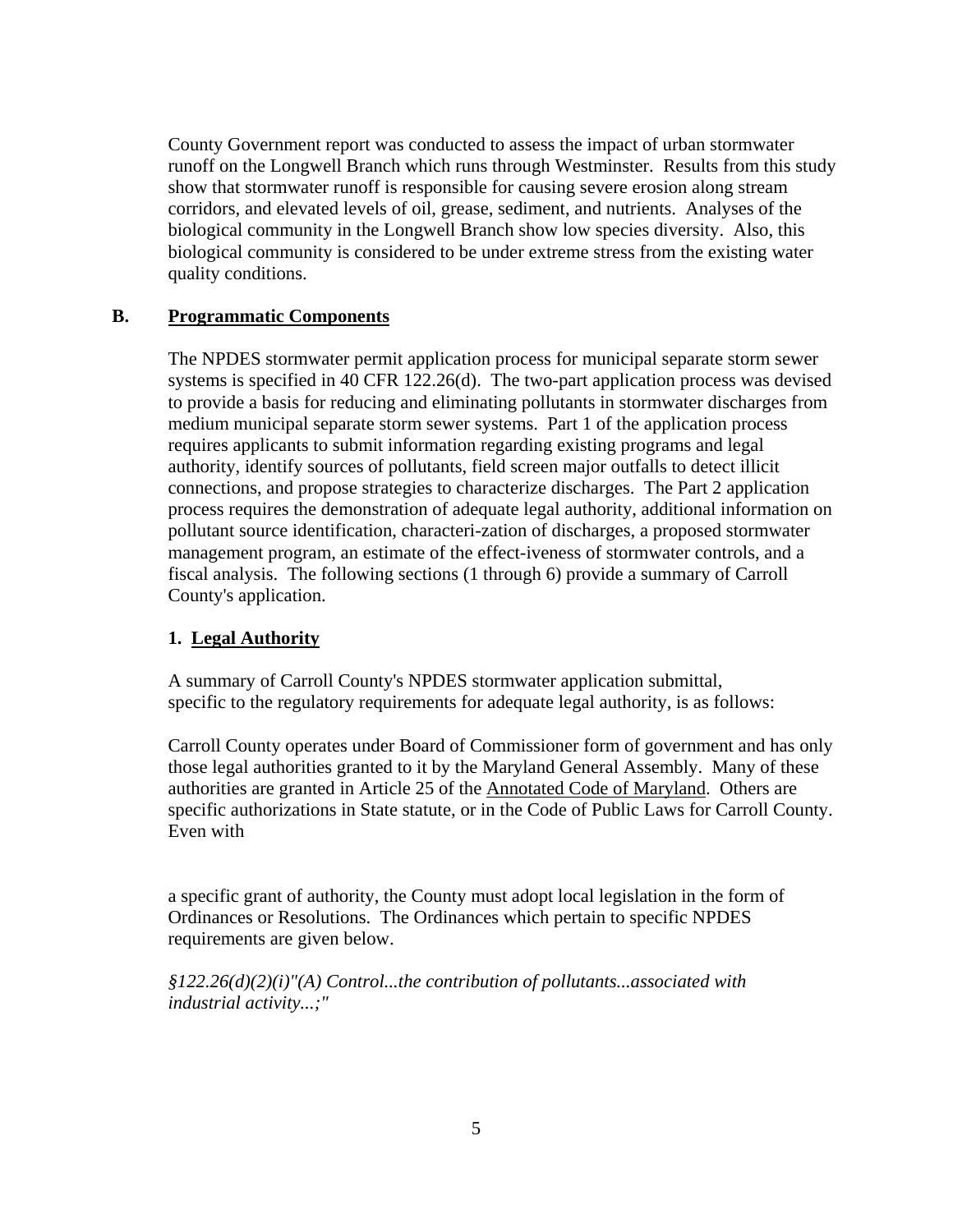County Government report was conducted to assess the impact of urban stormwater runoff on the Longwell Branch which runs through Westminster. Results from this study show that stormwater runoff is responsible for causing severe erosion along stream corridors, and elevated levels of oil, grease, sediment, and nutrients. Analyses of the biological community in the Longwell Branch show low species diversity. Also, this biological community is considered to be under extreme stress from the existing water quality conditions.

## B. Programmatic Components

The NPDES stormwater permit application process for municipal separate storm sewer systems is specified in 40 CFR 122.26(d). The two-part application process was devised to provide a basis for reducing and eliminating pollutants in stormwater discharges from medium municipal separate storm sewer systems. Part 1 of the application process requires applicants to submit information regarding existing programs and legal authority, identify sources of pollutants, field screen major outfalls to detect illicit connections, and propose strategies to characterize discharges. The Part 2 application process requires the demonstration of adequate legal authority, additional information on pollutant source identification, characteri-zation of discharges, a proposed stormwater management program, an estimate of the effect-iveness of stormwater controls, and a fiscal analysis. The following sections (1 through 6) provide a summary of Carroll County's application.

### 1. Legal Authority

A summary of Carroll County's NPDES stormwater application submittal, specific to the regulatory requirements for adequate legal authority, is as follows:

Carroll County operates under Board of Commissioner form of government and has only those legal authorities granted to it by the Maryland General Assembly. Many of these authorities are granted in Article 25 of the Annotated Code of Maryland. Others are specific authorizations in State statute, or in the Code of Public Laws for Carroll County. Even with a specific grant of authority, the County must adopt local legislation in the form of Ordinances or Resolutions. The Ordinances which pertain to specific NPDES requirements are given below.

*§122.26(d)(2)(i)"(A) Control...the contribution of pollutants...associated with industrial activity...;"*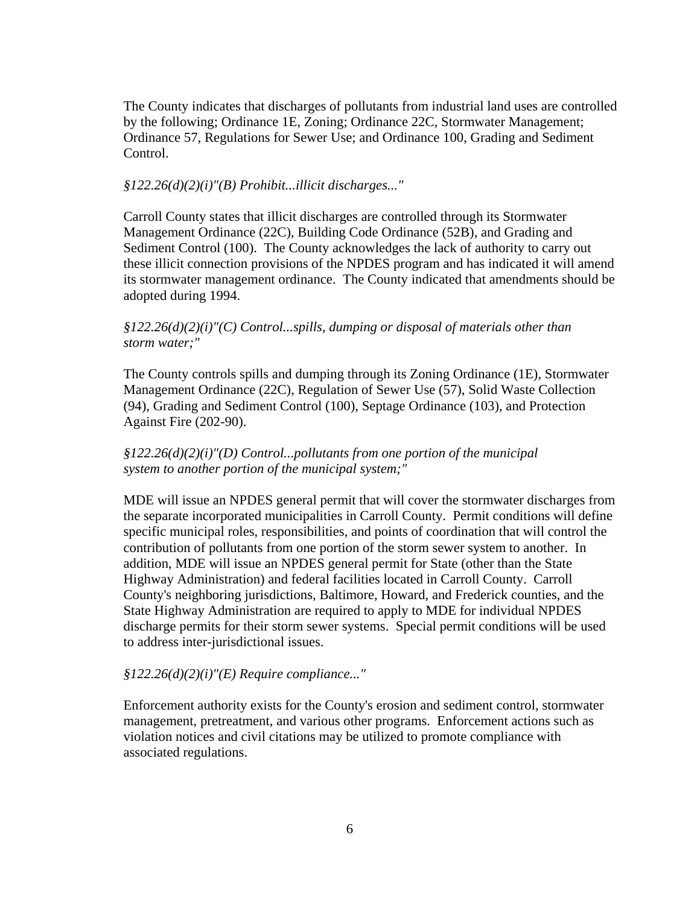The County indicates that discharges of pollutants from industrial land uses are controlled by the following; Ordinance 1E, Zoning; Ordinance 22C, Stormwater Management; Ordinance 57, Regulations for Sewer Use; and Ordinance 100, Grading and Sediment Control.

*§122.26(d)(2)(i)"(B) Prohibit...illicit discharges..."*

Carroll County states that illicit discharges are controlled through its Stormwater Management Ordinance (22C), Building Code Ordinance (52B), and Grading and Sediment Control (100). The County acknowledges the lack of authority to carry out these illicit connection provisions of the NPDES program and has indicated it will amend its stormwater management ordinance. The County indicated that amendments should be adopted during 1994.

*§122.26(d)(2)(i)"(C) Control...spills, dumping or disposal of materials other than storm water;"*

The County controls spills and dumping through its Zoning Ordinance (1E), Stormwater Management Ordinance (22C), Regulation of Sewer Use (57), Solid Waste Collection (94), Grading and Sediment Control (100), Septage Ordinance (103), and Protection Against Fire (202-90).

*§122.26(d)(2)(i)"(D) Control...pollutants from one portion of the municipal system to another portion of the municipal system;"*

MDE will issue an NPDES general permit that will cover the stormwater discharges from the separate incorporated municipalities in Carroll County. Permit conditions will define specific municipal roles, responsibilities, and points of coordination that will control the contribution of pollutants from one portion of the storm sewer system to another. In addition, MDE will issue an NPDES general permit for State (other than the State Highway Administration) and federal facilities located in Carroll County. Carroll County's neighboring jurisdictions, Baltimore, Howard, and Frederick counties, and the State Highway Administration are required to apply to MDE for individual NPDES discharge permits for their storm sewer systems. Special permit conditions will be used to address inter-jurisdictional issues.

*§122.26(d)(2)(i)"(E) Require compliance..."*

Enforcement authority exists for the County's erosion and sediment control, stormwater management, pretreatment, and various other programs. Enforcement actions such as violation notices and civil citations may be utilized to promote compliance with associated regulations.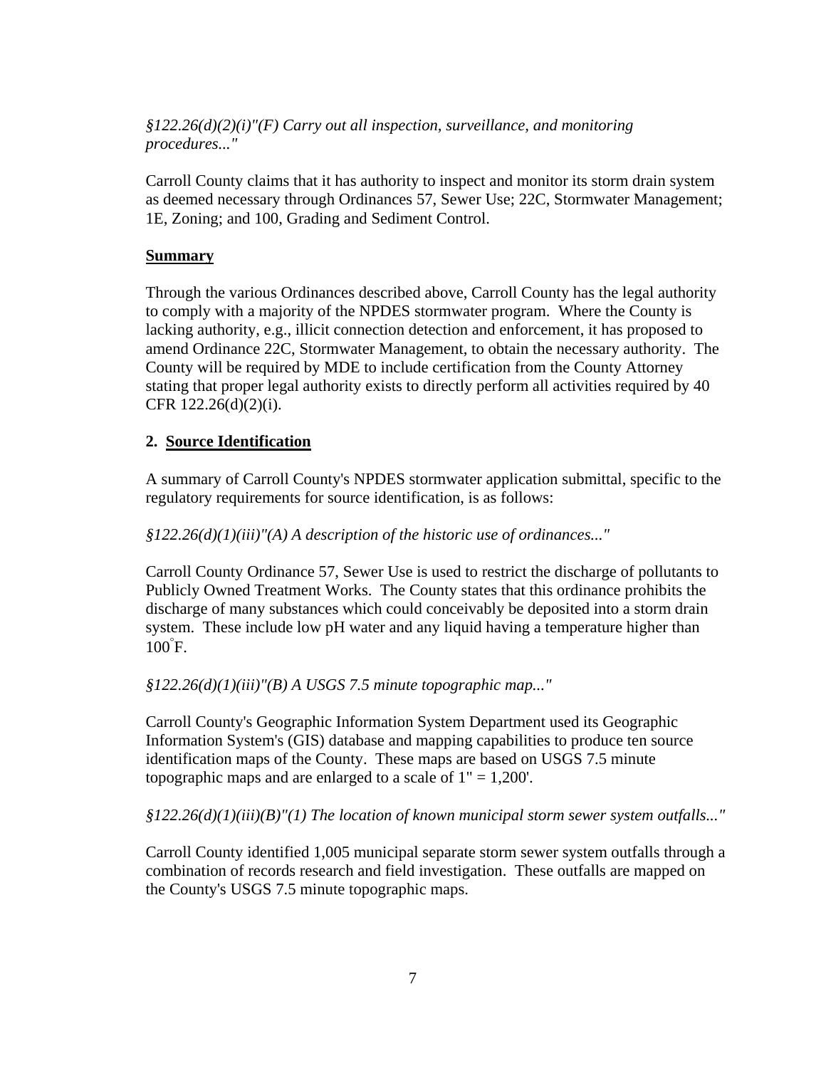*§122.26(d)(2)(i)"(F) Carry out all inspection, surveillance, and monitoring procedures..."*

Carroll County claims that it has authority to inspect and monitor its storm drain system as deemed necessary through Ordinances 57, Sewer Use; 22C, Stormwater Management; 1E, Zoning; and 100, Grading and Sediment Control.

**Summary**

Through the various Ordinances described above, Carroll County has the legal authority to comply with a majority of the NPDES stormwater program. Where the County is lacking authority, e.g., illicit connection detection and enforcement, it has proposed to amend Ordinance 22C, Stormwater Management, to obtain the necessary authority. The County will be required by MDE to include certification from the County Attorney stating that proper legal authority exists to directly perform all activities required by 40 CFR 122.26(d)(2)(i).

## 2. Source Identification

A summary of Carroll County's NPDES stormwater application submittal, specific to the regulatory requirements for source identification, is as follows:

*§122.26(d)(1)(iii)"(A) A description of the historic use of ordinances..."*

Carroll County Ordinance 57, Sewer Use is used to restrict the discharge of pollutants to Publicly Owned Treatment Works. The County states that this ordinance prohibits the discharge of many substances which could conceivably be deposited into a storm drain system. These include low pH water and any liquid having a temperature higher than 100°F.

*§122.26(d)(1)(iii)"(B) A USGS 7.5 minute topographic map..."*

Carroll County's Geographic Information System Department used its Geographic Information System's (GIS) database and mapping capabilities to produce ten source identification maps of the County. These maps are based on USGS 7.5 minute topographic maps and are enlarged to a scale of 1" = 1,200'.

*§122.26(d)(1)(iii)(B)"(1) The location of known municipal storm sewer system outfalls..."*

Carroll County identified 1,005 municipal separate storm sewer system outfalls through a combination of records research and field investigation. These outfalls are mapped on the County's USGS 7.5 minute topographic maps.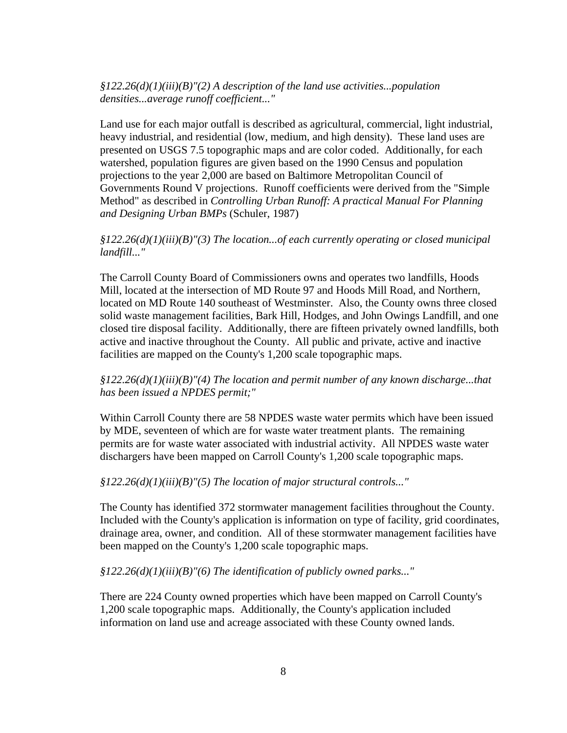*§122.26(d)(1)(iii)(B)"(2) A description of the land use activities...population densities...average runoff coefficient..."*

Land use for each major outfall is described as agricultural, commercial, light industrial, heavy industrial, and residential (low, medium, and high density). These land uses are presented on USGS 7.5 topographic maps and are color coded. Additionally, for each watershed, population figures are given based on the 1990 Census and population projections to the year 2,000 are based on Baltimore Metropolitan Council of Governments Round V projections. Runoff coefficients were derived from the "Simple Method" as described in *Controlling Urban Runoff: A practical Manual For Planning and Designing Urban BMPs* (Schuler, 1987)

*§122.26(d)(1)(iii)(B)"(3) The location...of each currently operating or closed municipal landfill..."*

The Carroll County Board of Commissioners owns and operates two landfills, Hoods Mill, located at the intersection of MD Route 97 and Hoods Mill Road, and Northern, located on MD Route 140 southeast of Westminster. Also, the County owns three closed solid waste management facilities, Bark Hill, Hodges, and John Owings Landfill, and one closed tire disposal facility. Additionally, there are fifteen privately owned landfills, both active and inactive throughout the County. All public and private, active and inactive facilities are mapped on the County's 1,200 scale topographic maps.

*§122.26(d)(1)(iii)(B)"(4) The location and permit number of any known discharge...that has been issued a NPDES permit;"*

Within Carroll County there are 58 NPDES waste water permits which have been issued by MDE, seventeen of which are for waste water treatment plants. The remaining permits are for waste water associated with industrial activity. All NPDES waste water dischargers have been mapped on Carroll County's 1,200 scale topographic maps.

*§122.26(d)(1)(iii)(B)"(5) The location of major structural controls..."*

The County has identified 372 stormwater management facilities throughout the County. Included with the County's application is information on type of facility, grid coordinates, drainage area, owner, and condition. All of these stormwater management facilities have been mapped on the County's 1,200 scale topographic maps.

*§122.26(d)(1)(iii)(B)"(6) The identification of publicly owned parks..."*

There are 224 County owned properties which have been mapped on Carroll County's 1,200 scale topographic maps. Additionally, the County's application included information on land use and acreage associated with these County owned lands.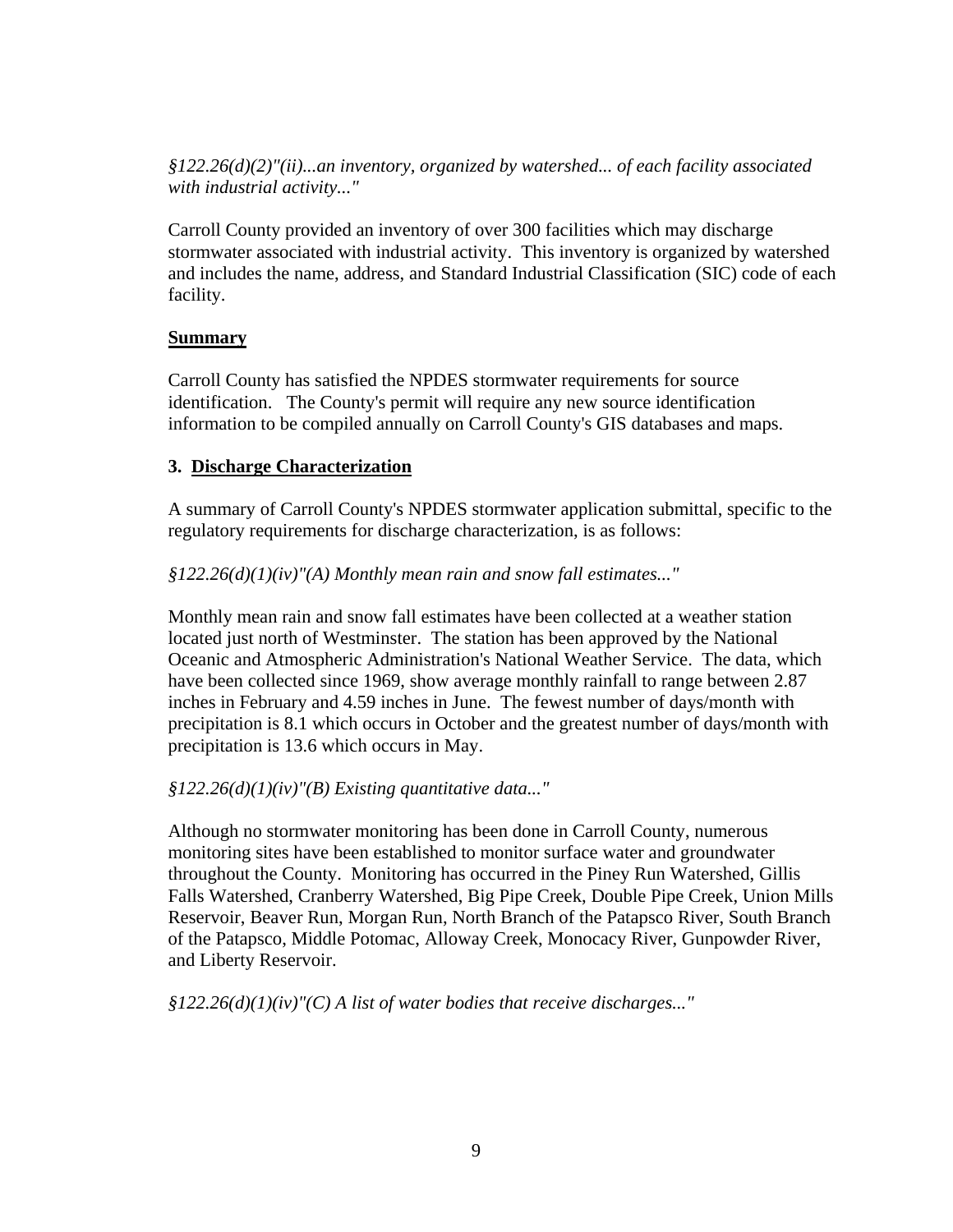*§122.26(d)(2)"(ii)...an inventory, organized by watershed... of each facility associated with industrial activity..."*

Carroll County provided an inventory of over 300 facilities which may discharge stormwater associated with industrial activity. This inventory is organized by watershed and includes the name, address, and Standard Industrial Classification (SIC) code of each facility.

**Summary**

Carroll County has satisfied the NPDES stormwater requirements for source identification. The County's permit will require any new source identification information to be compiled annually on Carroll County's GIS databases and maps.

### 3. Discharge Characterization

A summary of Carroll County's NPDES stormwater application submittal, specific to the regulatory requirements for discharge characterization, is as follows:

*§122.26(d)(1)(iv)"(A) Monthly mean rain and snow fall estimates..."*

Monthly mean rain and snow fall estimates have been collected at a weather station located just north of Westminster. The station has been approved by the National Oceanic and Atmospheric Administration's National Weather Service. The data, which have been collected since 1969, show average monthly rainfall to range between 2.87 inches in February and 4.59 inches in June. The fewest number of days/month with precipitation is 8.1 which occurs in October and the greatest number of days/month with precipitation is 13.6 which occurs in May.

*§122.26(d)(1)(iv)"(B) Existing quantitative data..."*

Although no stormwater monitoring has been done in Carroll County, numerous monitoring sites have been established to monitor surface water and groundwater throughout the County. Monitoring has occurred in the Piney Run Watershed, Gillis Falls Watershed, Cranberry Watershed, Big Pipe Creek, Double Pipe Creek, Union Mills Reservoir, Beaver Run, Morgan Run, North Branch of the Patapsco River, South Branch of the Patapsco, Middle Potomac, Alloway Creek, Monocacy River, Gunpowder River, and Liberty Reservoir.

*§122.26(d)(1)(iv)"(C) A list of water bodies that receive discharges..."*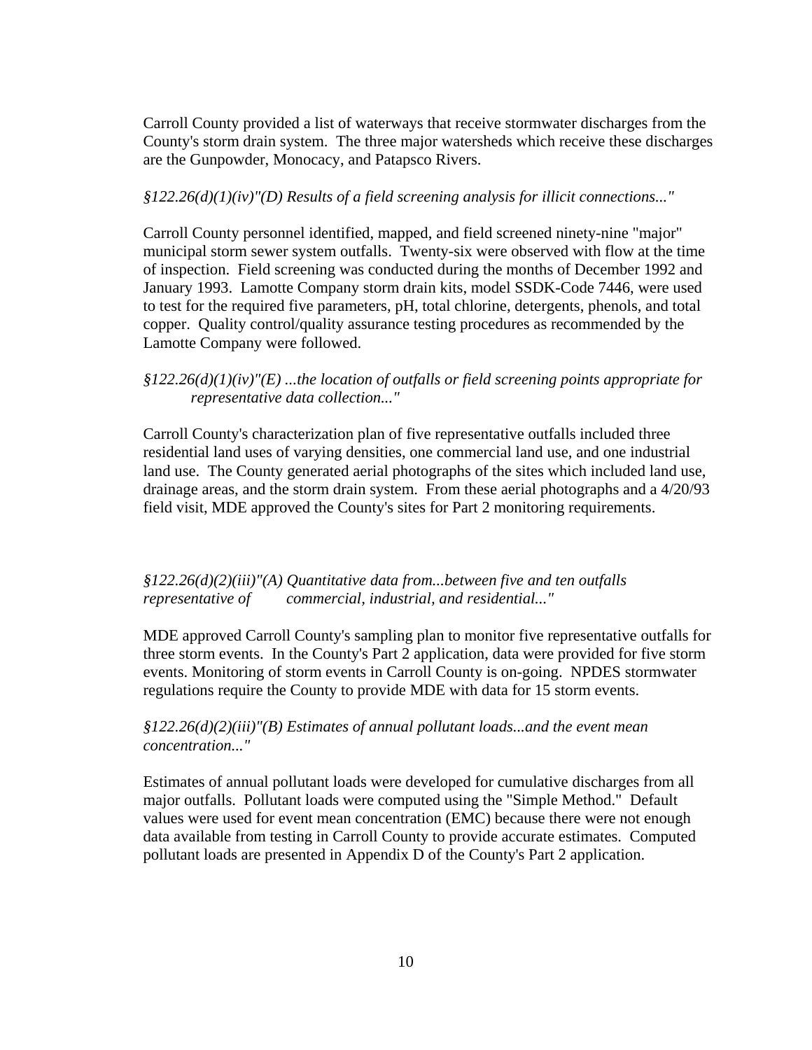Carroll County provided a list of waterways that receive stormwater discharges from the County's storm drain system. The three major watersheds which receive these discharges are the Gunpowder, Monocacy, and Patapsco Rivers.

*§122.26(d)(1)(iv)"(D) Results of a field screening analysis for illicit connections..."*

Carroll County personnel identified, mapped, and field screened ninety-nine "major" municipal storm sewer system outfalls. Twenty-six were observed with flow at the time of inspection. Field screening was conducted during the months of December 1992 and January 1993. Lamotte Company storm drain kits, model SSDK-Code 7446, were used to test for the required five parameters, pH, total chlorine, detergents, phenols, and total copper. Quality control/quality assurance testing procedures as recommended by the Lamotte Company were followed.

*§122.26(d)(1)(iv)"(E) ...the location of outfalls or field screening points appropriate for representative data collection..."*

Carroll County's characterization plan of five representative outfalls included three residential land uses of varying densities, one commercial land use, and one industrial land use. The County generated aerial photographs of the sites which included land use, drainage areas, and the storm drain system. From these aerial photographs and a 4/20/93 field visit, MDE approved the County's sites for Part 2 monitoring requirements.

*§122.26(d)(2)(iii)"(A) Quantitative data from...between five and ten outfalls representative of commercial, industrial, and residential..."*

MDE approved Carroll County's sampling plan to monitor five representative outfalls for three storm events. In the County's Part 2 application, data were provided for five storm events. Monitoring of storm events in Carroll County is on-going. NPDES stormwater regulations require the County to provide MDE with data for 15 storm events.

*§122.26(d)(2)(iii)"(B) Estimates of annual pollutant loads...and the event mean concentration..."*

Estimates of annual pollutant loads were developed for cumulative discharges from all major outfalls. Pollutant loads were computed using the "Simple Method." Default values were used for event mean concentration (EMC) because there were not enough data available from testing in Carroll County to provide accurate estimates. Computed pollutant loads are presented in Appendix D of the County's Part 2 application.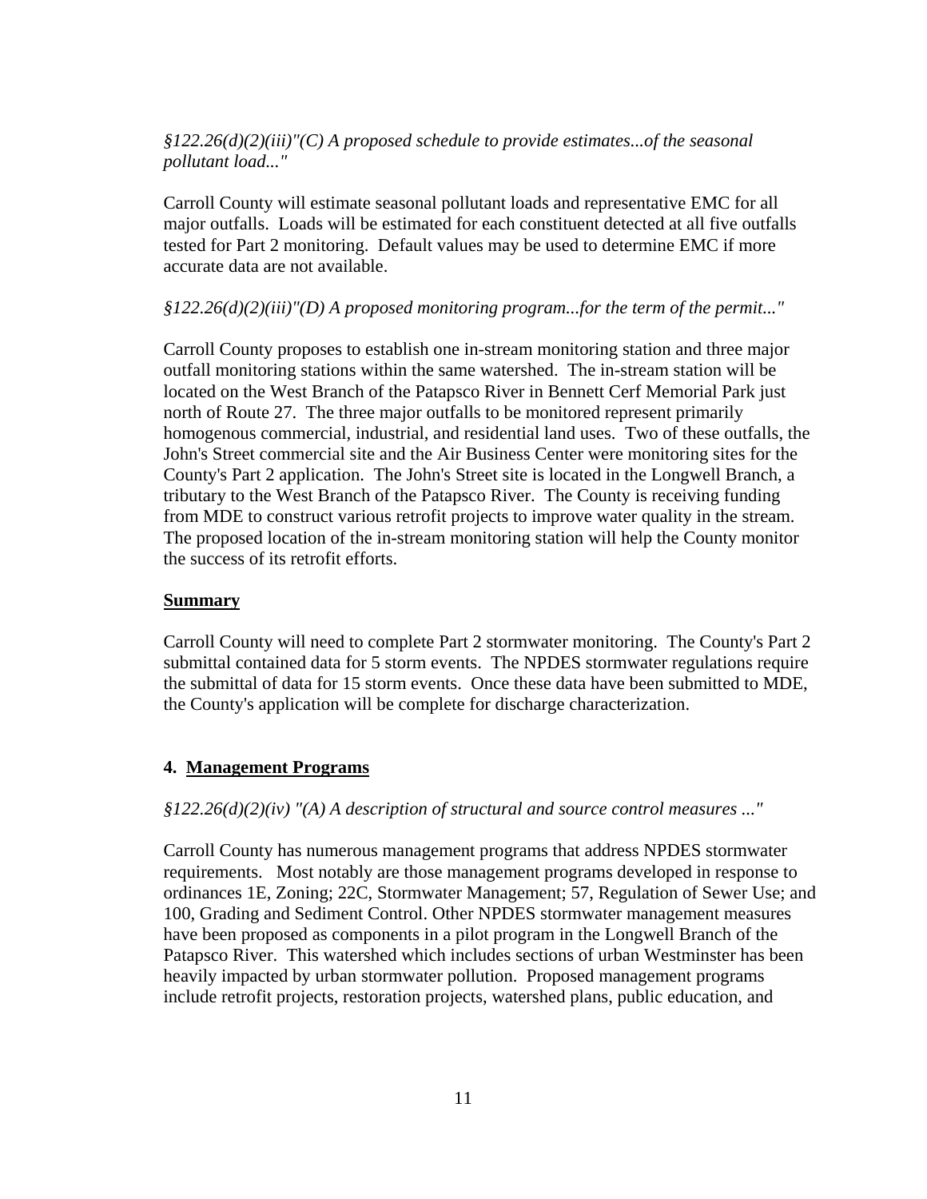*§122.26(d)(2)(iii)"(C) A proposed schedule to provide estimates...of the seasonal pollutant load..."*

Carroll County will estimate seasonal pollutant loads and representative EMC for all major outfalls. Loads will be estimated for each constituent detected at all five outfalls tested for Part 2 monitoring. Default values may be used to determine EMC if more accurate data are not available.

*§122.26(d)(2)(iii)"(D) A proposed monitoring program...for the term of the permit..."*

Carroll County proposes to establish one in-stream monitoring station and three major outfall monitoring stations within the same watershed. The in-stream station will be located on the West Branch of the Patapsco River in Bennett Cerf Memorial Park just north of Route 27. The three major outfalls to be monitored represent primarily homogenous commercial, industrial, and residential land uses. Two of these outfalls, the John's Street commercial site and the Air Business Center were monitoring sites for the County's Part 2 application. The John's Street site is located in the Longwell Branch, a tributary to the West Branch of the Patapsco River. The County is receiving funding from MDE to construct various retrofit projects to improve water quality in the stream. The proposed location of the in-stream monitoring station will help the County monitor the success of its retrofit efforts.

**<u>Summary</u>**

Carroll County will need to complete Part 2 stormwater monitoring. The County's Part 2 submittal contained data for 5 storm events. The NPDES stormwater regulations require the submittal of data for 15 storm events. Once these data have been submitted to MDE, the County's application will be complete for discharge characterization.

## 4. Management Programs

*§122.26(d)(2)(iv) "(A) A description of structural and source control measures ..."*

Carroll County has numerous management programs that address NPDES stormwater requirements. Most notably are those management programs developed in response to ordinances 1E, Zoning; 22C, Stormwater Management; 57, Regulation of Sewer Use; and 100, Grading and Sediment Control. Other NPDES stormwater management measures have been proposed as components in a pilot program in the Longwell Branch of the Patapsco River. This watershed which includes sections of urban Westminster has been heavily impacted by urban stormwater pollution. Proposed management programs include retrofit projects, restoration projects, watershed plans, public education, and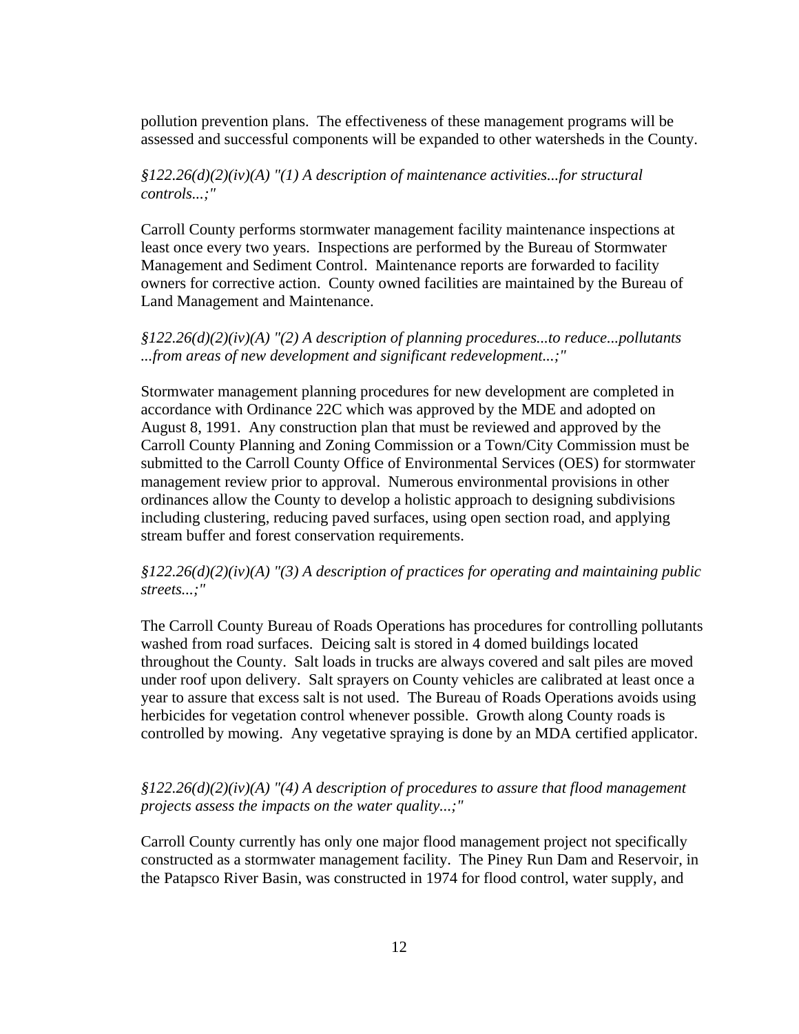pollution prevention plans. The effectiveness of these management programs will be assessed and successful components will be expanded to other watersheds in the County.

*§122.26(d)(2)(iv)(A) "(1) A description of maintenance activities...for structural controls...;"*

Carroll County performs stormwater management facility maintenance inspections at least once every two years. Inspections are performed by the Bureau of Stormwater Management and Sediment Control. Maintenance reports are forwarded to facility owners for corrective action. County owned facilities are maintained by the Bureau of Land Management and Maintenance.

*§122.26(d)(2)(iv)(A) "(2) A description of planning procedures...to reduce...pollutants ...from areas of new development and significant redevelopment...;"*

Stormwater management planning procedures for new development are completed in accordance with Ordinance 22C which was approved by the MDE and adopted on August 8, 1991. Any construction plan that must be reviewed and approved by the Carroll County Planning and Zoning Commission or a Town/City Commission must be submitted to the Carroll County Office of Environmental Services (OES) for stormwater management review prior to approval. Numerous environmental provisions in other ordinances allow the County to develop a holistic approach to designing subdivisions including clustering, reducing paved surfaces, using open section road, and applying stream buffer and forest conservation requirements.

*§122.26(d)(2)(iv)(A) "(3) A description of practices for operating and maintaining public streets...;"*

The Carroll County Bureau of Roads Operations has procedures for controlling pollutants washed from road surfaces. Deicing salt is stored in 4 domed buildings located throughout the County. Salt loads in trucks are always covered and salt piles are moved under roof upon delivery. Salt sprayers on County vehicles are calibrated at least once a year to assure that excess salt is not used. The Bureau of Roads Operations avoids using herbicides for vegetation control whenever possible. Growth along County roads is controlled by mowing. Any vegetative spraying is done by an MDA certified applicator.

*§122.26(d)(2)(iv)(A) "(4) A description of procedures to assure that flood management projects assess the impacts on the water quality...;"*

Carroll County currently has only one major flood management project not specifically constructed as a stormwater management facility. The Piney Run Dam and Reservoir, in the Patapsco River Basin, was constructed in 1974 for flood control, water supply, and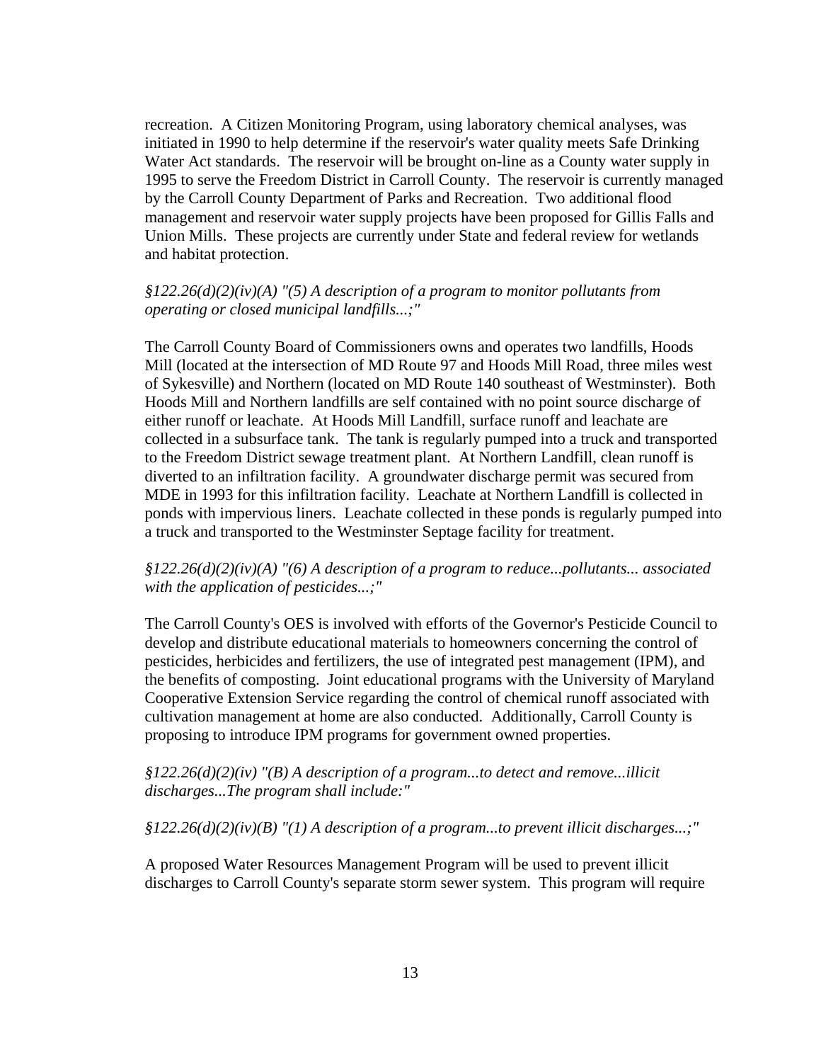recreation. A Citizen Monitoring Program, using laboratory chemical analyses, was initiated in 1990 to help determine if the reservoir's water quality meets Safe Drinking Water Act standards. The reservoir will be brought on-line as a County water supply in 1995 to serve the Freedom District in Carroll County. The reservoir is currently managed by the Carroll County Department of Parks and Recreation. Two additional flood management and reservoir water supply projects have been proposed for Gillis Falls and Union Mills. These projects are currently under State and federal review for wetlands and habitat protection.

*§122.26(d)(2)(iv)(A) "(5) A description of a program to monitor pollutants from operating or closed municipal landfills...;"*

The Carroll County Board of Commissioners owns and operates two landfills, Hoods Mill (located at the intersection of MD Route 97 and Hoods Mill Road, three miles west of Sykesville) and Northern (located on MD Route 140 southeast of Westminster). Both Hoods Mill and Northern landfills are self contained with no point source discharge of either runoff or leachate. At Hoods Mill Landfill, surface runoff and leachate are collected in a subsurface tank. The tank is regularly pumped into a truck and transported to the Freedom District sewage treatment plant. At Northern Landfill, clean runoff is diverted to an infiltration facility. A groundwater discharge permit was secured from MDE in 1993 for this infiltration facility. Leachate at Northern Landfill is collected in ponds with impervious liners. Leachate collected in these ponds is regularly pumped into a truck and transported to the Westminster Septage facility for treatment.

*§122.26(d)(2)(iv)(A) "(6) A description of a program to reduce...pollutants... associated with the application of pesticides...;"*

The Carroll County's OES is involved with efforts of the Governor's Pesticide Council to develop and distribute educational materials to homeowners concerning the control of pesticides, herbicides and fertilizers, the use of integrated pest management (IPM), and the benefits of composting. Joint educational programs with the University of Maryland Cooperative Extension Service regarding the control of chemical runoff associated with cultivation management at home are also conducted. Additionally, Carroll County is proposing to introduce IPM programs for government owned properties.

*§122.26(d)(2)(iv) "(B) A description of a program...to detect and remove...illicit discharges...The program shall include:"*

*§122.26(d)(2)(iv)(B) "(1) A description of a program...to prevent illicit discharges...;"*

A proposed Water Resources Management Program will be used to prevent illicit discharges to Carroll County's separate storm sewer system. This program will require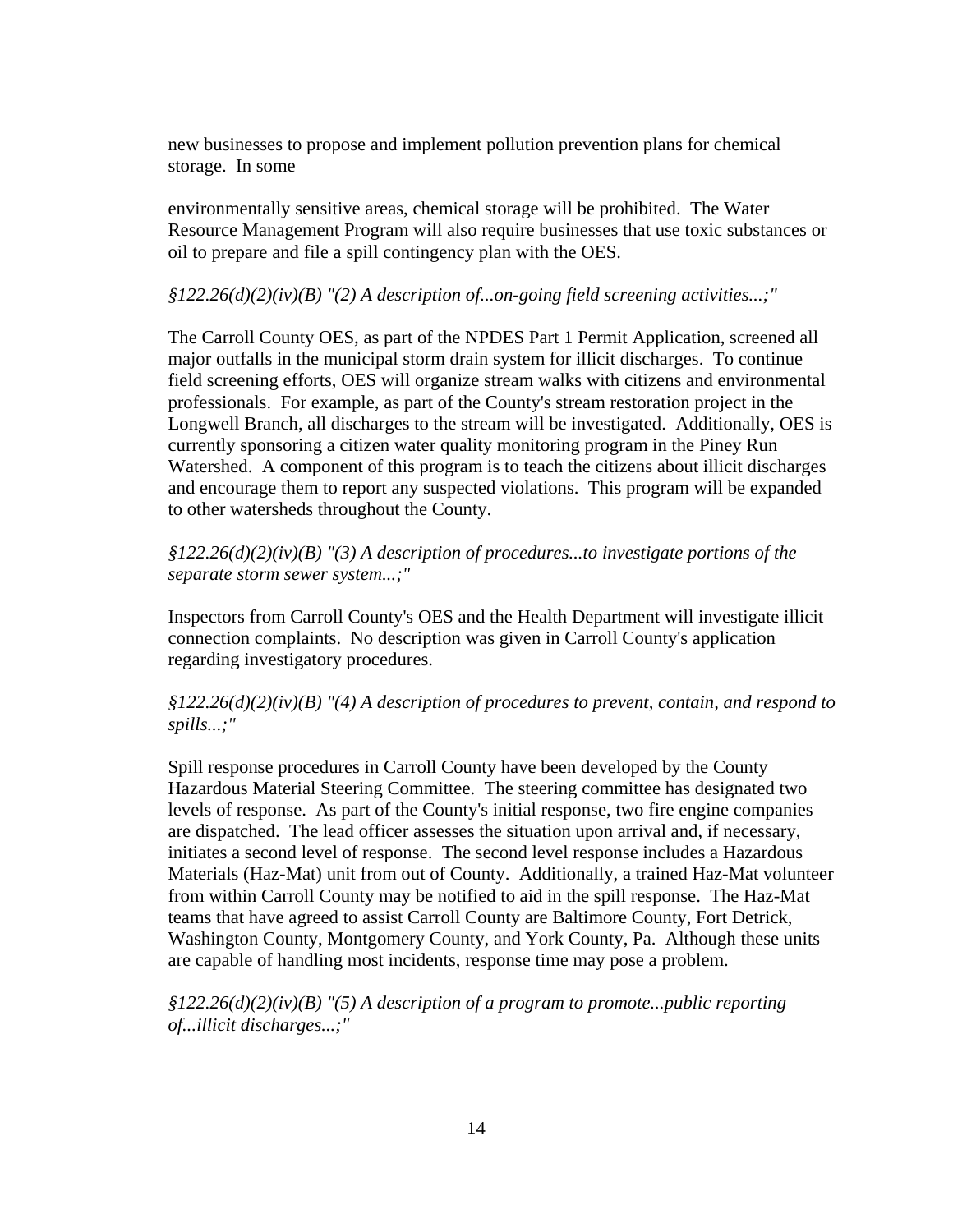new businesses to propose and implement pollution prevention plans for chemical storage. In some

environmentally sensitive areas, chemical storage will be prohibited. The Water Resource Management Program will also require businesses that use toxic substances or oil to prepare and file a spill contingency plan with the OES.

*§122.26(d)(2)(iv)(B) "(2) A description of...on-going field screening activities...;"*

The Carroll County OES, as part of the NPDES Part 1 Permit Application, screened all major outfalls in the municipal storm drain system for illicit discharges. To continue field screening efforts, OES will organize stream walks with citizens and environmental professionals. For example, as part of the County's stream restoration project in the Longwell Branch, all discharges to the stream will be investigated. Additionally, OES is currently sponsoring a citizen water quality monitoring program in the Piney Run Watershed. A component of this program is to teach the citizens about illicit discharges and encourage them to report any suspected violations. This program will be expanded to other watersheds throughout the County.

*§122.26(d)(2)(iv)(B) "(3) A description of procedures...to investigate portions of the separate storm sewer system...;"*

Inspectors from Carroll County's OES and the Health Department will investigate illicit connection complaints. No description was given in Carroll County's application regarding investigatory procedures.

*§122.26(d)(2)(iv)(B) "(4) A description of procedures to prevent, contain, and respond to spills...;"*

Spill response procedures in Carroll County have been developed by the County Hazardous Material Steering Committee. The steering committee has designated two levels of response. As part of the County's initial response, two fire engine companies are dispatched. The lead officer assesses the situation upon arrival and, if necessary, initiates a second level of response. The second level response includes a Hazardous Materials (Haz-Mat) unit from out of County. Additionally, a trained Haz-Mat volunteer from within Carroll County may be notified to aid in the spill response. The Haz-Mat teams that have agreed to assist Carroll County are Baltimore County, Fort Detrick, Washington County, Montgomery County, and York County, Pa. Although these units are capable of handling most incidents, response time may pose a problem.

*§122.26(d)(2)(iv)(B) "(5) A description of a program to promote...public reporting of...illicit discharges...;"*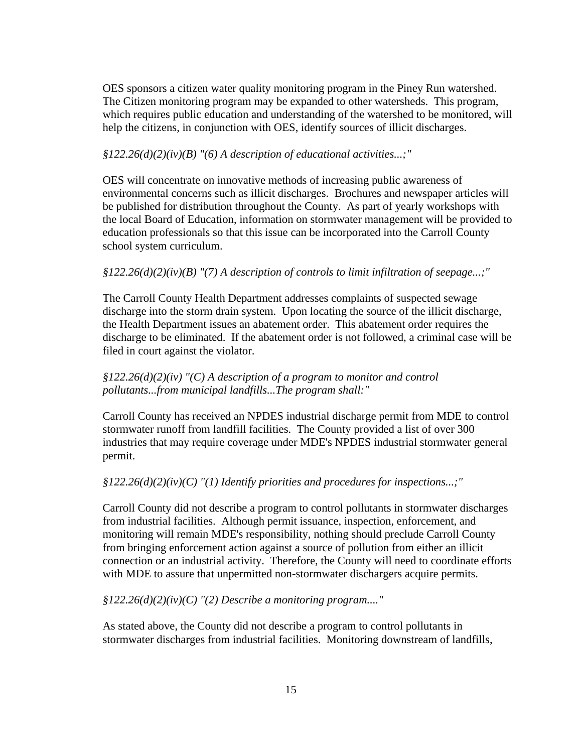OES sponsors a citizen water quality monitoring program in the Piney Run watershed. The Citizen monitoring program may be expanded to other watersheds. This program, which requires public education and understanding of the watershed to be monitored, will help the citizens, in conjunction with OES, identify sources of illicit discharges.

*§122.26(d)(2)(iv)(B) "(6) A description of educational activities...;"*

OES will concentrate on innovative methods of increasing public awareness of environmental concerns such as illicit discharges. Brochures and newspaper articles will be published for distribution throughout the County. As part of yearly workshops with the local Board of Education, information on stormwater management will be provided to education professionals so that this issue can be incorporated into the Carroll County school system curriculum.

*§122.26(d)(2)(iv)(B) "(7) A description of controls to limit infiltration of seepage...;"*

The Carroll County Health Department addresses complaints of suspected sewage discharge into the storm drain system. Upon locating the source of the illicit discharge, the Health Department issues an abatement order. This abatement order requires the discharge to be eliminated. If the abatement order is not followed, a criminal case will be filed in court against the violator.

*§122.26(d)(2)(iv) "(C) A description of a program to monitor and control pollutants...from municipal landfills...The program shall:"*

Carroll County has received an NPDES industrial discharge permit from MDE to control stormwater runoff from landfill facilities. The County provided a list of over 300 industries that may require coverage under MDE's NPDES industrial stormwater general permit.

*§122.26(d)(2)(iv)(C) "(1) Identify priorities and procedures for inspections...;"*

Carroll County did not describe a program to control pollutants in stormwater discharges from industrial facilities. Although permit issuance, inspection, enforcement, and monitoring will remain MDE's responsibility, nothing should preclude Carroll County from bringing enforcement action against a source of pollution from either an illicit connection or an industrial activity. Therefore, the County will need to coordinate efforts with MDE to assure that unpermitted non-stormwater dischargers acquire permits.

*§122.26(d)(2)(iv)(C) "(2) Describe a monitoring program...."*

As stated above, the County did not describe a program to control pollutants in stormwater discharges from industrial facilities. Monitoring downstream of landfills,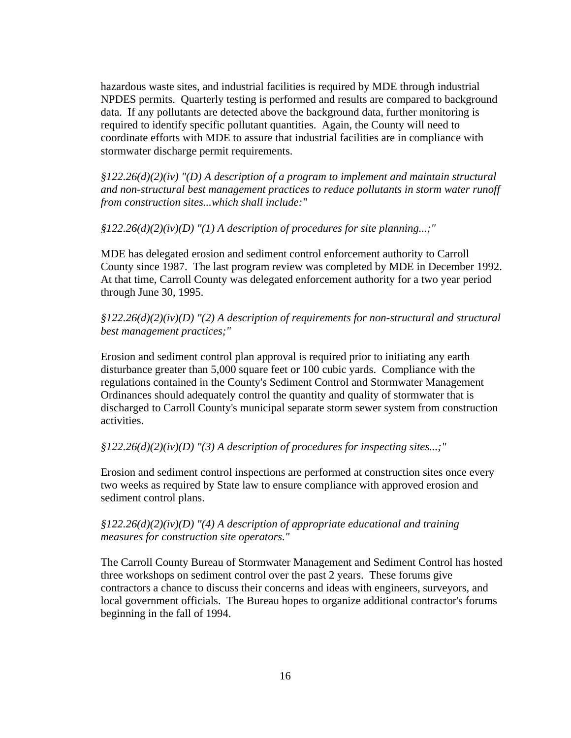hazardous waste sites, and industrial facilities is required by MDE through industrial NPDES permits. Quarterly testing is performed and results are compared to background data. If any pollutants are detected above the background data, further monitoring is required to identify specific pollutant quantities. Again, the County will need to coordinate efforts with MDE to assure that industrial facilities are in compliance with stormwater discharge permit requirements.

*§122.26(d)(2)(iv) "(D) A description of a program to implement and maintain structural and non-structural best management practices to reduce pollutants in storm water runoff from construction sites...which shall include:"*

*§122.26(d)(2)(iv)(D) "(1) A description of procedures for site planning...;"*

MDE has delegated erosion and sediment control enforcement authority to Carroll County since 1987. The last program review was completed by MDE in December 1992. At that time, Carroll County was delegated enforcement authority for a two year period through June 30, 1995.

*§122.26(d)(2)(iv)(D) "(2) A description of requirements for non-structural and structural best management practices;"*

Erosion and sediment control plan approval is required prior to initiating any earth disturbance greater than 5,000 square feet or 100 cubic yards. Compliance with the regulations contained in the County's Sediment Control and Stormwater Management Ordinances should adequately control the quantity and quality of stormwater that is discharged to Carroll County's municipal separate storm sewer system from construction activities.

*§122.26(d)(2)(iv)(D) "(3) A description of procedures for inspecting sites...;"*

Erosion and sediment control inspections are performed at construction sites once every two weeks as required by State law to ensure compliance with approved erosion and sediment control plans.

*§122.26(d)(2)(iv)(D) "(4) A description of appropriate educational and training measures for construction site operators."*

The Carroll County Bureau of Stormwater Management and Sediment Control has hosted three workshops on sediment control over the past 2 years. These forums give contractors a chance to discuss their concerns and ideas with engineers, surveyors, and local government officials. The Bureau hopes to organize additional contractor's forums beginning in the fall of 1994.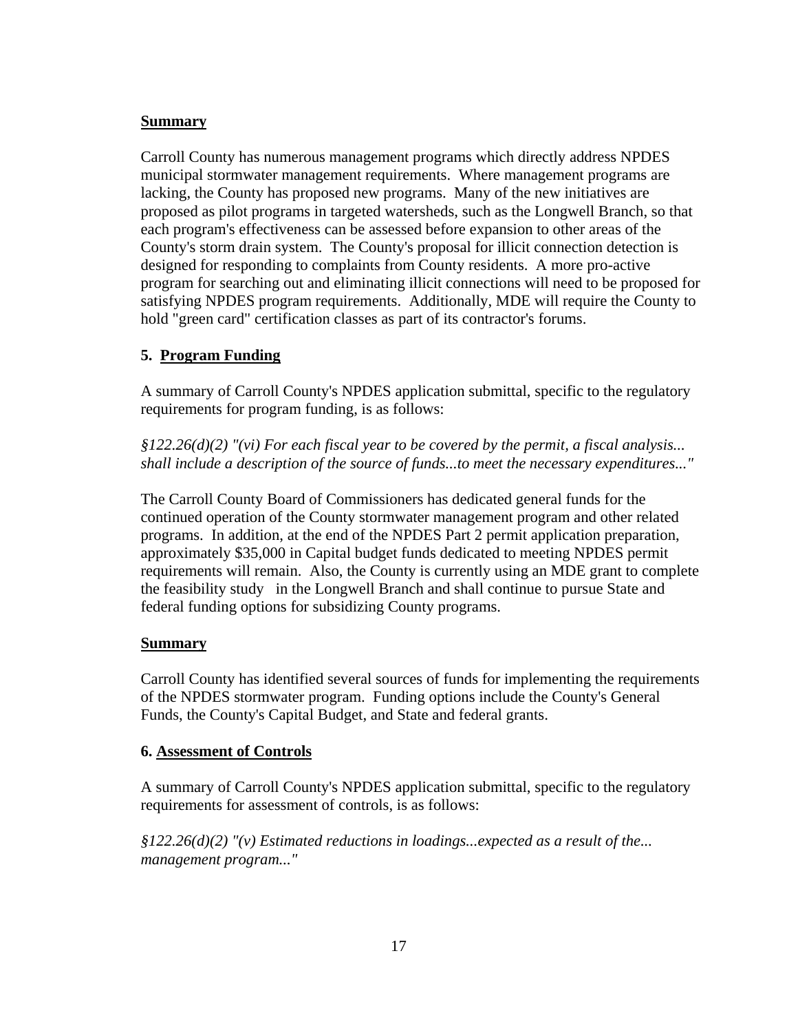**Summary**

Carroll County has numerous management programs which directly address NPDES municipal stormwater management requirements. Where management programs are lacking, the County has proposed new programs. Many of the new initiatives are proposed as pilot programs in targeted watersheds, such as the Longwell Branch, so that each program's effectiveness can be assessed before expansion to other areas of the County's storm drain system. The County's proposal for illicit connection detection is designed for responding to complaints from County residents. A more pro-active program for searching out and eliminating illicit connections will need to be proposed for satisfying NPDES program requirements. Additionally, MDE will require the County to hold "green card" certification classes as part of its contractor's forums.

**5. Program Funding**

A summary of Carroll County's NPDES application submittal, specific to the regulatory requirements for program funding, is as follows:

*§122.26(d)(2) "(vi) For each fiscal year to be covered by the permit, a fiscal analysis... shall include a description of the source of funds...to meet the necessary expenditures..."*

The Carroll County Board of Commissioners has dedicated general funds for the continued operation of the County stormwater management program and other related programs. In addition, at the end of the NPDES Part 2 permit application preparation, approximately $35,000 in Capital budget funds dedicated to meeting NPDES permit requirements will remain. Also, the County is currently using an MDE grant to complete the feasibility study in the Longwell Branch and shall continue to pursue State and federal funding options for subsidizing County programs.

**Summary**

Carroll County has identified several sources of funds for implementing the requirements of the NPDES stormwater program. Funding options include the County's General Funds, the County's Capital Budget, and State and federal grants.

**6. Assessment of Controls**

A summary of Carroll County's NPDES application submittal, specific to the regulatory requirements for assessment of controls, is as follows:

*§122.26(d)(2) "(v) Estimated reductions in loadings...expected as a result of the... management program..."*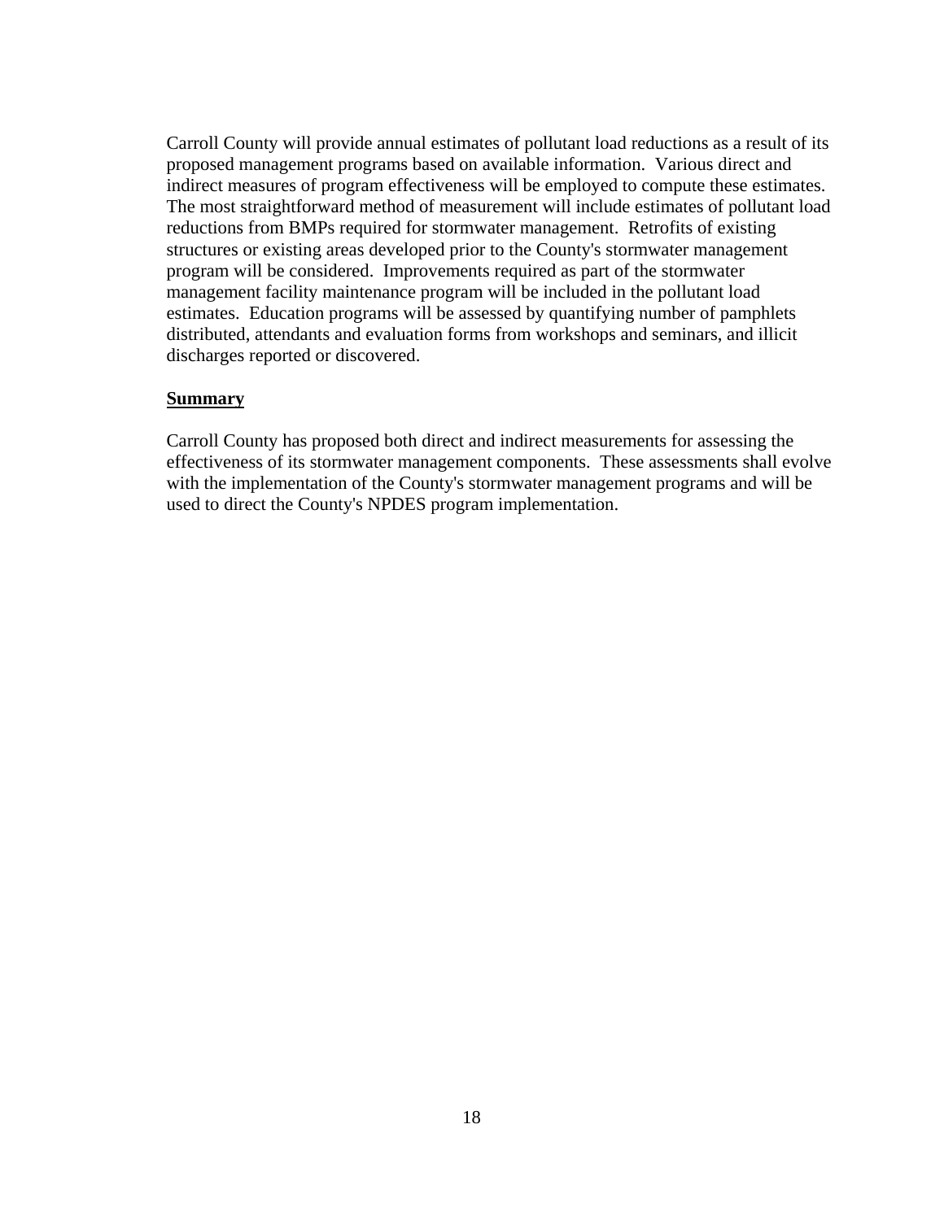Carroll County will provide annual estimates of pollutant load reductions as a result of its proposed management programs based on available information. Various direct and indirect measures of program effectiveness will be employed to compute these estimates. The most straightforward method of measurement will include estimates of pollutant load reductions from BMPs required for stormwater management. Retrofits of existing structures or existing areas developed prior to the County's stormwater management program will be considered. Improvements required as part of the stormwater management facility maintenance program will be included in the pollutant load estimates. Education programs will be assessed by quantifying number of pamphlets distributed, attendants and evaluation forms from workshops and seminars, and illicit discharges reported or discovered.

**<u>Summary</u>**

Carroll County has proposed both direct and indirect measurements for assessing the effectiveness of its stormwater management components. These assessments shall evolve with the implementation of the County's stormwater management programs and will be used to direct the County's NPDES program implementation.